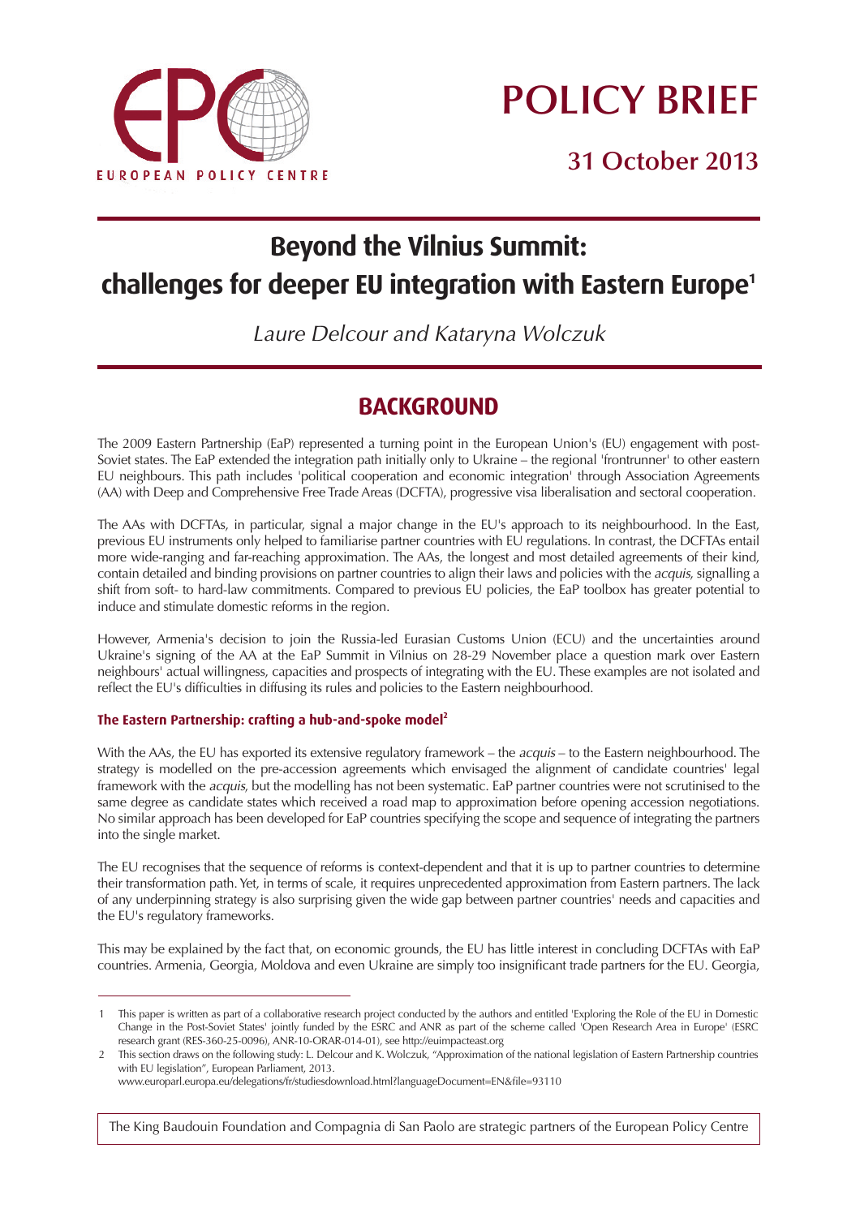# POLICY BRIEF

## 31 October 2013

# Beyond the Vilnius Summit: challenges for deeper EU integration with Eastern Europe[1]

*Laure Delcour and Kataryna Wolczuk*

## BACKGROUND

The 2009 Eastern Partnership (EaP) represented a turning point in the European Union's (EU) engagement with post-Soviet states. The EaP extended the integration path initially only to Ukraine – the regional 'frontrunner' to other eastern EU neighbours. This path includes 'political cooperation and economic integration' through Association Agreements (AA) with Deep and Comprehensive Free Trade Areas (DCFTA), progressive visa liberalisation and sectoral cooperation.

The AAs with DCFTAs, in particular, signal a major change in the EU's approach to its neighbourhood. In the East, previous EU instruments only helped to familiarise partner countries with EU regulations. In contrast, the DCFTAs entail more wide-ranging and far-reaching approximation. The AAs, the longest and most detailed agreements of their kind, contain detailed and binding provisions on partner countries to align their laws and policies with the *acquis*, signalling a shift from soft- to hard-law commitments. Compared to previous EU policies, the EaP toolbox has greater potential to induce and stimulate domestic reforms in the region.

However, Armenia's decision to join the Russia-led Eurasian Customs Union (ECU) and the uncertainties around Ukraine's signing of the AA at the EaP Summit in Vilnius on 28-29 November place a question mark over Eastern neighbours' actual willingness, capacities and prospects of integrating with the EU. These examples are not isolated and reflect the EU's difficulties in diffusing its rules and policies to the Eastern neighbourhood.

### The Eastern Partnership: crafting a hub-and-spoke model[2]

With the AAs, the EU has exported its extensive regulatory framework – the *acquis* – to the Eastern neighbourhood. The strategy is modelled on the pre-accession agreements which envisaged the alignment of candidate countries' legal framework with the *acquis*, but the modelling has not been systematic. EaP partner countries were not scrutinised to the same degree as candidate states which received a road map to approximation before opening accession negotiations. No similar approach has been developed for EaP countries specifying the scope and sequence of integrating the partners into the single market.

The EU recognises that the sequence of reforms is context-dependent and that it is up to partner countries to determine their transformation path. Yet, in terms of scale, it requires unprecedented approximation from Eastern partners. The lack of any underpinning strategy is also surprising given the wide gap between partner countries' needs and capacities and the EU's regulatory frameworks.

This may be explained by the fact that, on economic grounds, the EU has little interest in concluding DCFTAs with EaP countries. Armenia, Georgia, Moldova and even Ukraine are simply too insignificant trade partners for the EU. Georgia,

---

1 This paper is written as part of a collaborative research project conducted by the authors and entitled 'Exploring the Role of the EU in Domestic Change in the Post-Soviet States' jointly funded by the ESRC and ANR as part of the scheme called 'Open Research Area in Europe' (ESRC research grant (RES-360-25-0096), ANR-10-ORAR-014-01), see http://euimpacteast.org

2 This section draws on the following study: L. Delcour and K. Wolczuk, "Approximation of the national legislation of Eastern Partnership countries with EU legislation", European Parliament, 2013. www.europarl.europa.eu/delegations/fr/studiesdownload.html?languageDocument=EN&file=93110

The King Baudouin Foundation and Compagnia di San Paolo are strategic partners of the European Policy Centre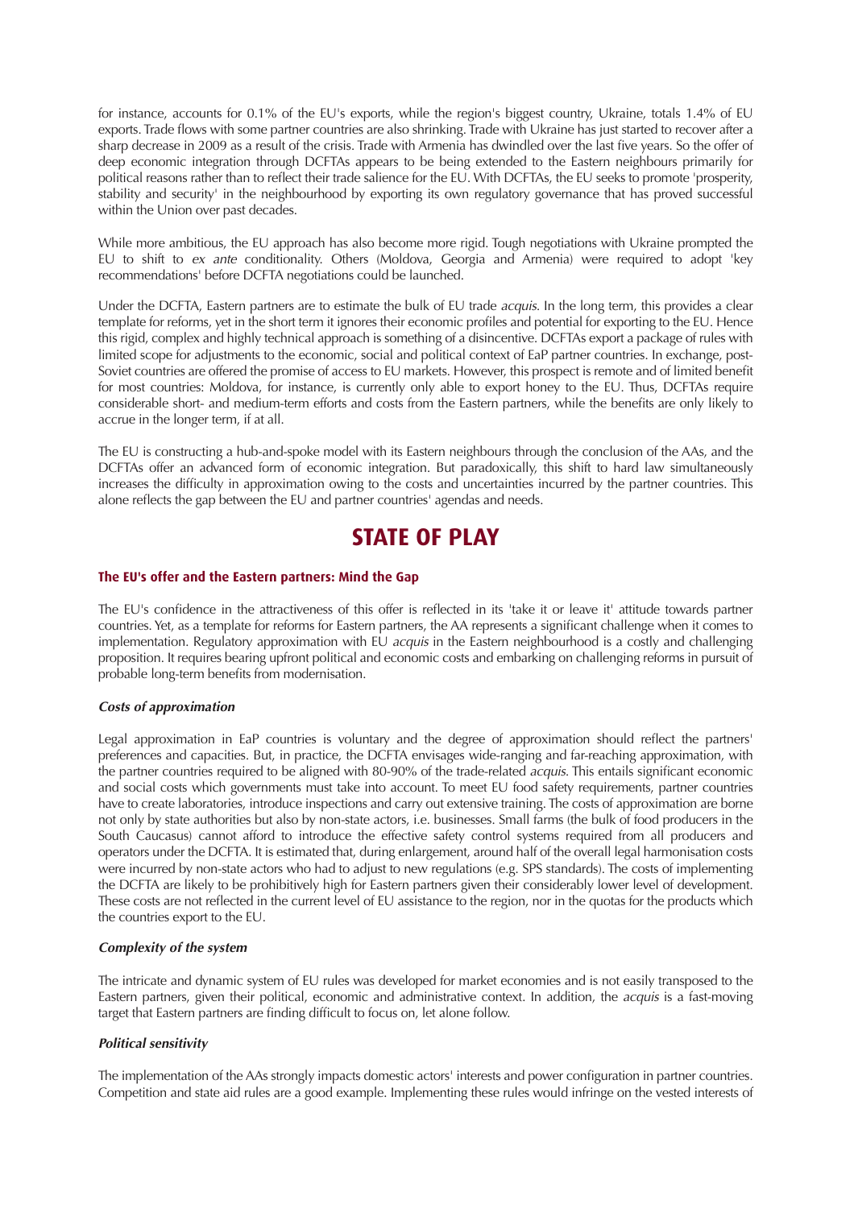for instance, accounts for 0.1% of the EU's exports, while the region's biggest country, Ukraine, totals 1.4% of EU exports. Trade flows with some partner countries are also shrinking. Trade with Ukraine has just started to recover after a sharp decrease in 2009 as a result of the crisis. Trade with Armenia has dwindled over the last five years. So the offer of deep economic integration through DCFTAs appears to be being extended to the Eastern neighbours primarily for political reasons rather than to reflect their trade salience for the EU. With DCFTAs, the EU seeks to promote 'prosperity, stability and security' in the neighbourhood by exporting its own regulatory governance that has proved successful within the Union over past decades.

While more ambitious, the EU approach has also become more rigid. Tough negotiations with Ukraine prompted the EU to shift to *ex ante* conditionality. Others (Moldova, Georgia and Armenia) were required to adopt 'key recommendations' before DCFTA negotiations could be launched.

Under the DCFTA, Eastern partners are to estimate the bulk of EU trade *acquis*. In the long term, this provides a clear template for reforms, yet in the short term it ignores their economic profiles and potential for exporting to the EU. Hence this rigid, complex and highly technical approach is something of a disincentive. DCFTAs export a package of rules with limited scope for adjustments to the economic, social and political context of EaP partner countries. In exchange, post-Soviet countries are offered the promise of access to EU markets. However, this prospect is remote and of limited benefit for most countries: Moldova, for instance, is currently only able to export honey to the EU. Thus, DCFTAs require considerable short- and medium-term efforts and costs from the Eastern partners, while the benefits are only likely to accrue in the longer term, if at all.

The EU is constructing a hub-and-spoke model with its Eastern neighbours through the conclusion of the AAs, and the DCFTAs offer an advanced form of economic integration. But paradoxically, this shift to hard law simultaneously increases the difficulty in approximation owing to the costs and uncertainties incurred by the partner countries. This alone reflects the gap between the EU and partner countries' agendas and needs.

# STATE OF PLAY

### The EU's offer and the Eastern partners: Mind the Gap

The EU's confidence in the attractiveness of this offer is reflected in its 'take it or leave it' attitude towards partner countries. Yet, as a template for reforms for Eastern partners, the AA represents a significant challenge when it comes to implementation. Regulatory approximation with EU *acquis* in the Eastern neighbourhood is a costly and challenging proposition. It requires bearing upfront political and economic costs and embarking on challenging reforms in pursuit of probable long-term benefits from modernisation.

#### *Costs of approximation*

Legal approximation in EaP countries is voluntary and the degree of approximation should reflect the partners' preferences and capacities. But, in practice, the DCFTA envisages wide-ranging and far-reaching approximation, with the partner countries required to be aligned with 80-90% of the trade-related *acquis*. This entails significant economic and social costs which governments must take into account. To meet EU food safety requirements, partner countries have to create laboratories, introduce inspections and carry out extensive training. The costs of approximation are borne not only by state authorities but also by non-state actors, i.e. businesses. Small farms (the bulk of food producers in the South Caucasus) cannot afford to introduce the effective safety control systems required from all producers and operators under the DCFTA. It is estimated that, during enlargement, around half of the overall legal harmonisation costs were incurred by non-state actors who had to adjust to new regulations (e.g. SPS standards). The costs of implementing the DCFTA are likely to be prohibitively high for Eastern partners given their considerably lower level of development. These costs are not reflected in the current level of EU assistance to the region, nor in the quotas for the products which the countries export to the EU.

#### *Complexity of the system*

The intricate and dynamic system of EU rules was developed for market economies and is not easily transposed to the Eastern partners, given their political, economic and administrative context. In addition, the *acquis* is a fast-moving target that Eastern partners are finding difficult to focus on, let alone follow.

#### *Political sensitivity*

The implementation of the AAs strongly impacts domestic actors' interests and power configuration in partner countries. Competition and state aid rules are a good example. Implementing these rules would infringe on the vested interests of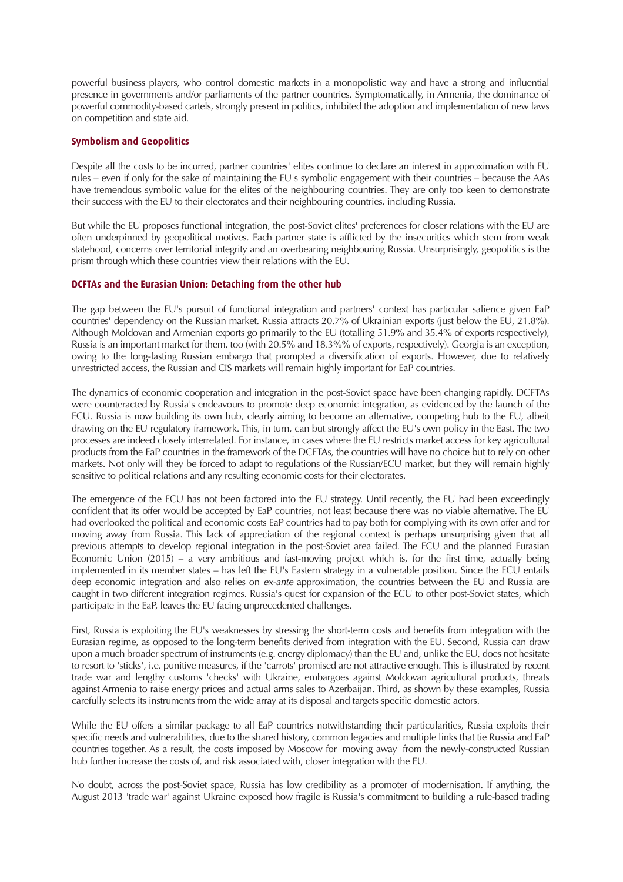powerful business players, who control domestic markets in a monopolistic way and have a strong and influential presence in governments and/or parliaments of the partner countries. Symptomatically, in Armenia, the dominance of powerful commodity-based cartels, strongly present in politics, inhibited the adoption and implementation of new laws on competition and state aid.

### Symbolism and Geopolitics

Despite all the costs to be incurred, partner countries' elites continue to declare an interest in approximation with EU rules – even if only for the sake of maintaining the EU's symbolic engagement with their countries – because the AAs have tremendous symbolic value for the elites of the neighbouring countries. They are only too keen to demonstrate their success with the EU to their electorates and their neighbouring countries, including Russia.

But while the EU proposes functional integration, the post-Soviet elites' preferences for closer relations with the EU are often underpinned by geopolitical motives. Each partner state is afflicted by the insecurities which stem from weak statehood, concerns over territorial integrity and an overbearing neighbouring Russia. Unsurprisingly, geopolitics is the prism through which these countries view their relations with the EU.

### DCFTAs and the Eurasian Union: Detaching from the other hub

The gap between the EU's pursuit of functional integration and partners' context has particular salience given EaP countries' dependency on the Russian market. Russia attracts 20.7% of Ukrainian exports (just below the EU, 21.8%). Although Moldovan and Armenian exports go primarily to the EU (totalling 51.9% and 35.4% of exports respectively), Russia is an important market for them, too (with 20.5% and 18.3%% of exports, respectively). Georgia is an exception, owing to the long-lasting Russian embargo that prompted a diversification of exports. However, due to relatively unrestricted access, the Russian and CIS markets will remain highly important for EaP countries.

The dynamics of economic cooperation and integration in the post-Soviet space have been changing rapidly. DCFTAs were counteracted by Russia's endeavours to promote deep economic integration, as evidenced by the launch of the ECU. Russia is now building its own hub, clearly aiming to become an alternative, competing hub to the EU, albeit drawing on the EU regulatory framework. This, in turn, can but strongly affect the EU's own policy in the East. The two processes are indeed closely interrelated. For instance, in cases where the EU restricts market access for key agricultural products from the EaP countries in the framework of the DCFTAs, the countries will have no choice but to rely on other markets. Not only will they be forced to adapt to regulations of the Russian/ECU market, but they will remain highly sensitive to political relations and any resulting economic costs for their electorates.

The emergence of the ECU has not been factored into the EU strategy. Until recently, the EU had been exceedingly confident that its offer would be accepted by EaP countries, not least because there was no viable alternative. The EU had overlooked the political and economic costs EaP countries had to pay both for complying with its own offer and for moving away from Russia. This lack of appreciation of the regional context is perhaps unsurprising given that all previous attempts to develop regional integration in the post-Soviet area failed. The ECU and the planned Eurasian Economic Union (2015) – a very ambitious and fast-moving project which is, for the first time, actually being implemented in its member states – has left the EU's Eastern strategy in a vulnerable position. Since the ECU entails deep economic integration and also relies on *ex-ante* approximation, the countries between the EU and Russia are caught in two different integration regimes. Russia's quest for expansion of the ECU to other post-Soviet states, which participate in the EaP, leaves the EU facing unprecedented challenges.

First, Russia is exploiting the EU's weaknesses by stressing the short-term costs and benefits from integration with the Eurasian regime, as opposed to the long-term benefits derived from integration with the EU. Second, Russia can draw upon a much broader spectrum of instruments (e.g. energy diplomacy) than the EU and, unlike the EU, does not hesitate to resort to 'sticks', i.e. punitive measures, if the 'carrots' promised are not attractive enough. This is illustrated by recent trade war and lengthy customs 'checks' with Ukraine, embargoes against Moldovan agricultural products, threats against Armenia to raise energy prices and actual arms sales to Azerbaijan. Third, as shown by these examples, Russia carefully selects its instruments from the wide array at its disposal and targets specific domestic actors.

While the EU offers a similar package to all EaP countries notwithstanding their particularities, Russia exploits their specific needs and vulnerabilities, due to the shared history, common legacies and multiple links that tie Russia and EaP countries together. As a result, the costs imposed by Moscow for 'moving away' from the newly-constructed Russian hub further increase the costs of, and risk associated with, closer integration with the EU.

No doubt, across the post-Soviet space, Russia has low credibility as a promoter of modernisation. If anything, the August 2013 'trade war' against Ukraine exposed how fragile is Russia's commitment to building a rule-based trading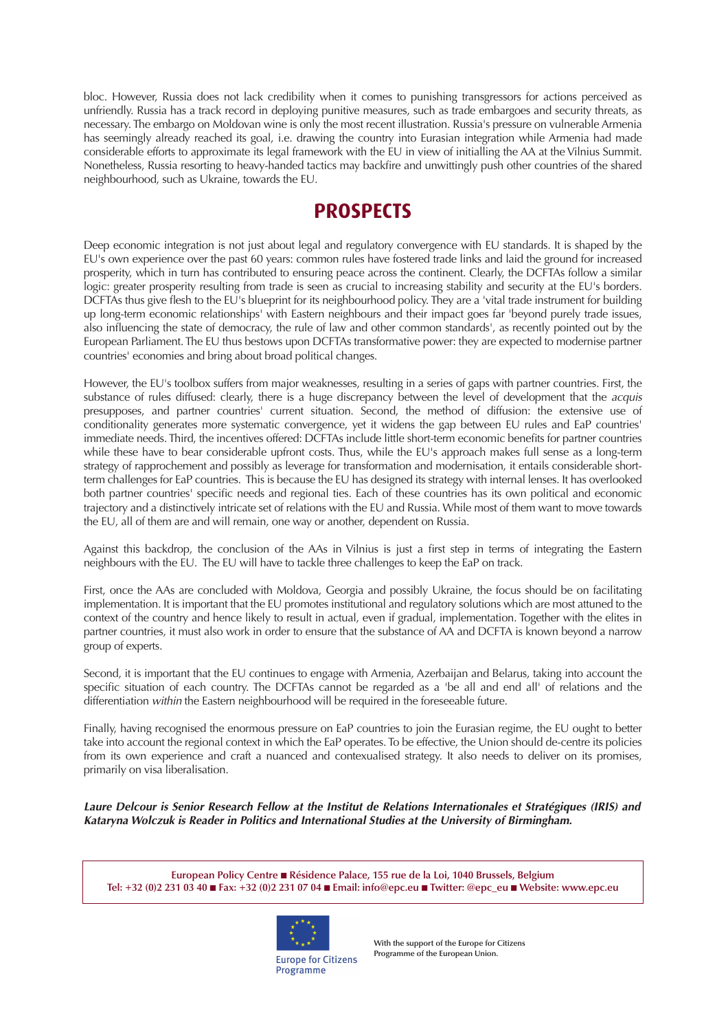bloc. However, Russia does not lack credibility when it comes to punishing transgressors for actions perceived as unfriendly. Russia has a track record in deploying punitive measures, such as trade embargoes and security threats, as necessary. The embargo on Moldovan wine is only the most recent illustration. Russia's pressure on vulnerable Armenia has seemingly already reached its goal, i.e. drawing the country into Eurasian integration while Armenia had made considerable efforts to approximate its legal framework with the EU in view of initialling the AA at the Vilnius Summit. Nonetheless, Russia resorting to heavy-handed tactics may backfire and unwittingly push other countries of the shared neighbourhood, such as Ukraine, towards the EU.

## PROSPECTS

Deep economic integration is not just about legal and regulatory convergence with EU standards. It is shaped by the EU's own experience over the past 60 years: common rules have fostered trade links and laid the ground for increased prosperity, which in turn has contributed to ensuring peace across the continent. Clearly, the DCFTAs follow a similar logic: greater prosperity resulting from trade is seen as crucial to increasing stability and security at the EU's borders. DCFTAs thus give flesh to the EU's blueprint for its neighbourhood policy. They are a 'vital trade instrument for building up long-term economic relationships' with Eastern neighbours and their impact goes far 'beyond purely trade issues, also influencing the state of democracy, the rule of law and other common standards', as recently pointed out by the European Parliament. The EU thus bestows upon DCFTAs transformative power: they are expected to modernise partner countries' economies and bring about broad political changes.

However, the EU's toolbox suffers from major weaknesses, resulting in a series of gaps with partner countries. First, the substance of rules diffused: clearly, there is a huge discrepancy between the level of development that the *acquis* presupposes, and partner countries' current situation. Second, the method of diffusion: the extensive use of conditionality generates more systematic convergence, yet it widens the gap between EU rules and EaP countries' immediate needs. Third, the incentives offered: DCFTAs include little short-term economic benefits for partner countries while these have to bear considerable upfront costs. Thus, while the EU's approach makes full sense as a long-term strategy of rapprochement and possibly as leverage for transformation and modernisation, it entails considerable short-term challenges for EaP countries. This is because the EU has designed its strategy with internal lenses. It has overlooked both partner countries' specific needs and regional ties. Each of these countries has its own political and economic trajectory and a distinctively intricate set of relations with the EU and Russia. While most of them want to move towards the EU, all of them are and will remain, one way or another, dependent on Russia.

Against this backdrop, the conclusion of the AAs in Vilnius is just a first step in terms of integrating the Eastern neighbours with the EU. The EU will have to tackle three challenges to keep the EaP on track.

First, once the AAs are concluded with Moldova, Georgia and possibly Ukraine, the focus should be on facilitating implementation. It is important that the EU promotes institutional and regulatory solutions which are most attuned to the context of the country and hence likely to result in actual, even if gradual, implementation. Together with the elites in partner countries, it must also work in order to ensure that the substance of AA and DCFTA is known beyond a narrow group of experts.

Second, it is important that the EU continues to engage with Armenia, Azerbaijan and Belarus, taking into account the specific situation of each country. The DCFTAs cannot be regarded as a 'be all and end all' of relations and the differentiation *within* the Eastern neighbourhood will be required in the foreseeable future.

Finally, having recognised the enormous pressure on EaP countries to join the Eurasian regime, the EU ought to better take into account the regional context in which the EaP operates. To be effective, the Union should de-centre its policies from its own experience and craft a nuanced and contextualised strategy. It also needs to deliver on its promises, primarily on visa liberalisation.

***Laure Delcour is Senior Research Fellow at the Institut de Relations Internationales et Stratégiques (IRIS) and Kataryna Wolczuk is Reader in Politics and International Studies at the University of Birmingham.***

**European Policy Centre ■ Résidence Palace, 155 rue de la Loi, 1040 Brussels, Belgium**
**Tel: +32 (0)2 231 03 40 ■ Fax: +32 (0)2 231 07 04 ■ Email: info@epc.eu ■ Twitter: @epc_eu ■ Website: www.epc.eu**

Europe for Citizens Programme

With the support of the Europe for Citizens Programme of the European Union.